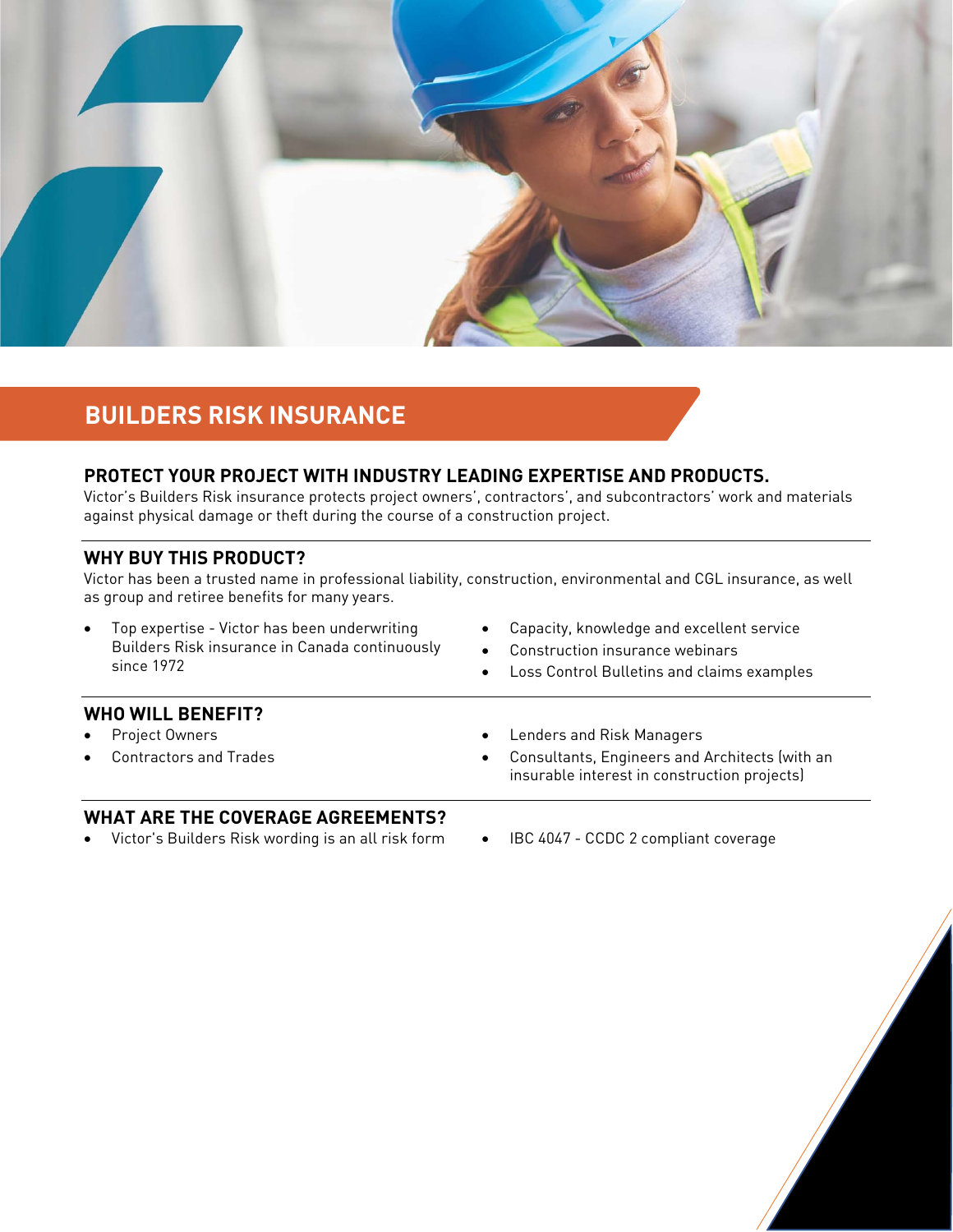# BUILDERS RISK INSURANCE

## PROTECT YOUR PROJECT WITH INDUSTRY LEADING EXPERTISE AND PRODUCTS.

Victor's Builders Risk insurance protects project owners', contractors', and subcontractors' work and materials against physical damage or theft during the course of a construction project.

## WHY BUY THIS PRODUCT?

Victor has been a trusted name in professional liability, construction, environmental and CGL insurance, as well as group and retiree benefits for many years.

- Top expertise - Victor has been underwriting Builders Risk insurance in Canada continuously since 1972
- Capacity, knowledge and excellent service
- Construction insurance webinars
- Loss Control Bulletins and claims examples

## WHO WILL BENEFIT?

- Project Owners
- Contractors and Trades
- Lenders and Risk Managers
- Consultants, Engineers and Architects (with an insurable interest in construction projects)

## WHAT ARE THE COVERAGE AGREEMENTS?

- Victor's Builders Risk wording is an all risk form
- IBC 4047 - CCDC 2 compliant coverage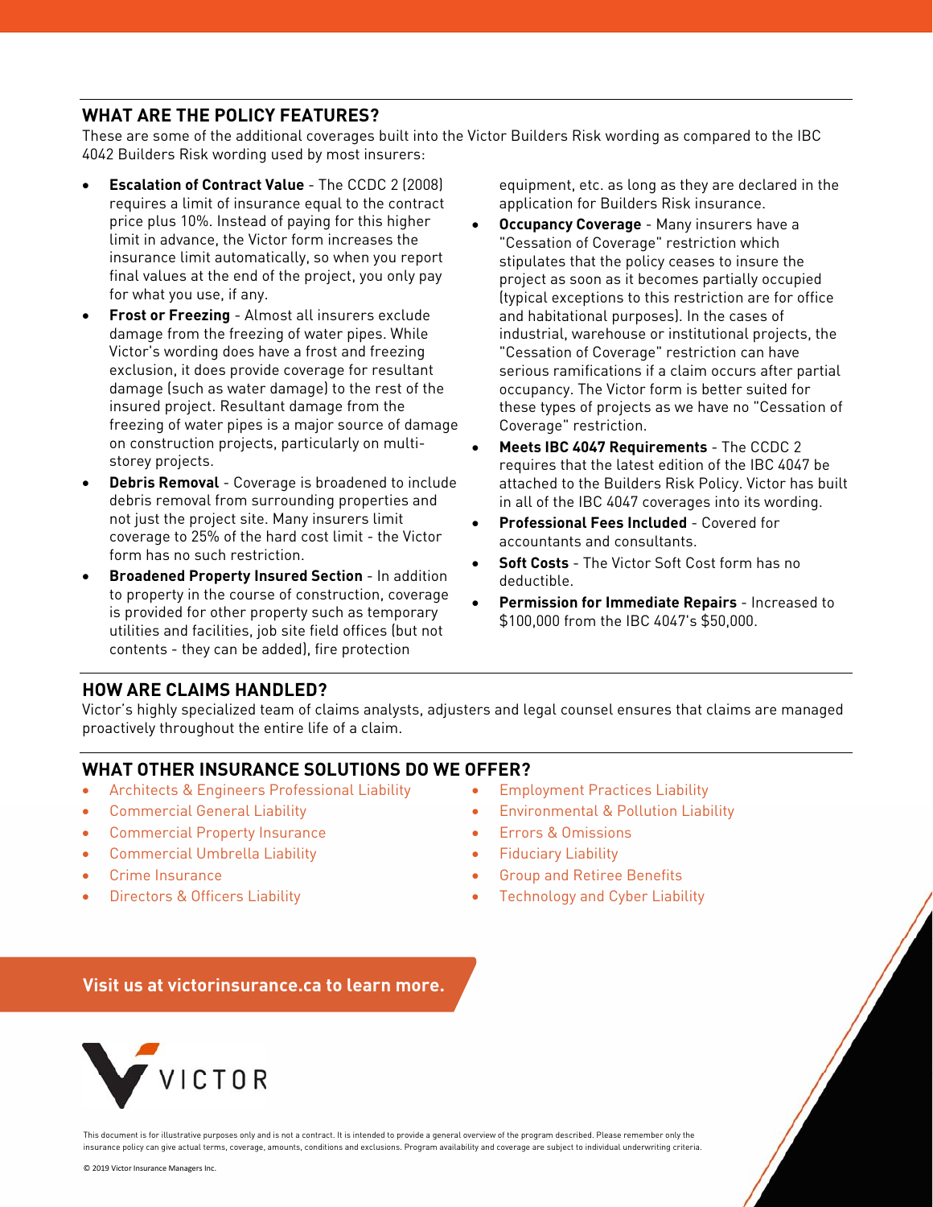## WHAT ARE THE POLICY FEATURES?

These are some of the additional coverages built into the Victor Builders Risk wording as compared to the IBC 4042 Builders Risk wording used by most insurers:

- **Escalation of Contract Value** - The CCDC 2 (2008) requires a limit of insurance equal to the contract price plus 10%. Instead of paying for this higher limit in advance, the Victor form increases the insurance limit automatically, so when you report final values at the end of the project, you only pay for what you use, if any.
- **Frost or Freezing** - Almost all insurers exclude damage from the freezing of water pipes. While Victor's wording does have a frost and freezing exclusion, it does provide coverage for resultant damage (such as water damage) to the rest of the insured project. Resultant damage from the freezing of water pipes is a major source of damage on construction projects, particularly on multi-storey projects.
- **Debris Removal** - Coverage is broadened to include debris removal from surrounding properties and not just the project site. Many insurers limit coverage to 25% of the hard cost limit - the Victor form has no such restriction.
- **Broadened Property Insured Section** - In addition to property in the course of construction, coverage is provided for other property such as temporary utilities and facilities, job site field offices (but not contents - they can be added), fire protection equipment, etc. as long as they are declared in the application for Builders Risk insurance.
- **Occupancy Coverage** - Many insurers have a "Cessation of Coverage" restriction which stipulates that the policy ceases to insure the project as soon as it becomes partially occupied (typical exceptions to this restriction are for office and habitational purposes). In the cases of industrial, warehouse or institutional projects, the "Cessation of Coverage" restriction can have serious ramifications if a claim occurs after partial occupancy. The Victor form is better suited for these types of projects as we have no "Cessation of Coverage" restriction.
- **Meets IBC 4047 Requirements** - The CCDC 2 requires that the latest edition of the IBC 4047 be attached to the Builders Risk Policy. Victor has built in all of the IBC 4047 coverages into its wording.
- **Professional Fees Included** - Covered for accountants and consultants.
- **Soft Costs** - The Victor Soft Cost form has no deductible.
- **Permission for Immediate Repairs** - Increased to $100,000 from the IBC 4047's $50,000.

## HOW ARE CLAIMS HANDLED?

Victor's highly specialized team of claims analysts, adjusters and legal counsel ensures that claims are managed proactively throughout the entire life of a claim.

## WHAT OTHER INSURANCE SOLUTIONS DO WE OFFER?

- Architects & Engineers Professional Liability
- Commercial General Liability
- Commercial Property Insurance
- Commercial Umbrella Liability
- Crime Insurance
- Directors & Officers Liability
- Employment Practices Liability
- Environmental & Pollution Liability
- Errors & Omissions
- Fiduciary Liability
- Group and Retiree Benefits
- Technology and Cyber Liability

**Visit us at victorinsurance.ca to learn more.**

VICTOR

This document is for illustrative purposes only and is not a contract. It is intended to provide a general overview of the program described. Please remember only the insurance policy can give actual terms, coverage, amounts, conditions and exclusions. Program availability and coverage are subject to individual underwriting criteria.

© 2019 Victor Insurance Managers Inc.